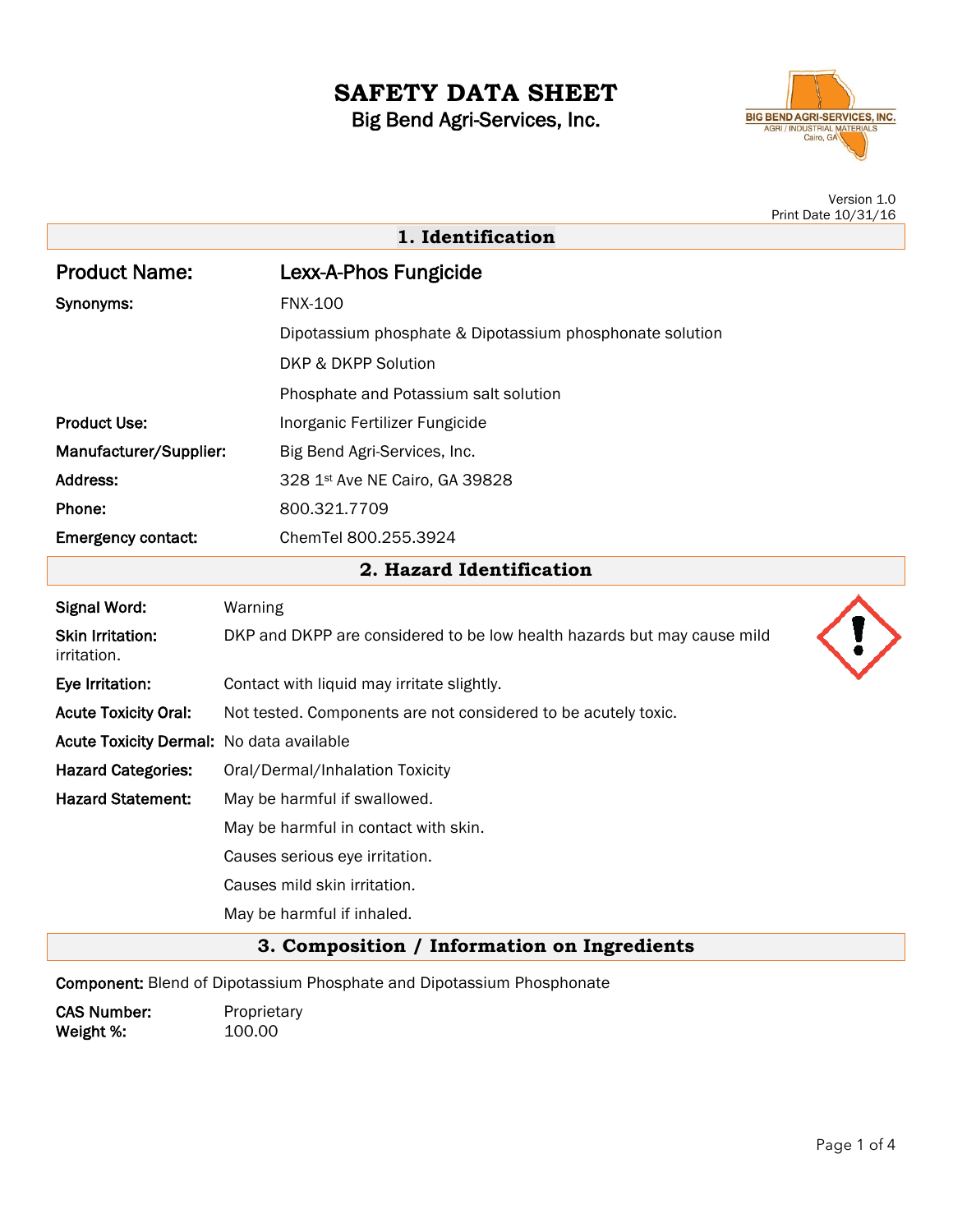# SAFETY DATA SHEET

Big Bend Agri-Services, Inc.

Version 1.0
Print Date 10/31/16

## 1. Identification

**Product Name:** Lexx-A-Phos Fungicide

**Synonyms:** FNX-100

Dipotassium phosphate & Dipotassium phosphonate solution

DKP & DKPP Solution

Phosphate and Potassium salt solution

**Product Use:** Inorganic Fertilizer Fungicide

**Manufacturer/Supplier:** Big Bend Agri-Services, Inc.

**Address:** 328 1st Ave NE Cairo, GA 39828

**Phone:** 800.321.7709

**Emergency contact:** ChemTel 800.255.3924

## 2. Hazard Identification

**Signal Word:** Warning

**Skin Irritation:** DKP and DKPP are considered to be low health hazards but may cause mild irritation.

**Eye Irritation:** Contact with liquid may irritate slightly.

**Acute Toxicity Oral:** Not tested. Components are not considered to be acutely toxic.

**Acute Toxicity Dermal:** No data available

**Hazard Categories:** Oral/Dermal/Inhalation Toxicity

**Hazard Statement:** May be harmful if swallowed.

May be harmful in contact with skin.

Causes serious eye irritation.

Causes mild skin irritation.

May be harmful if inhaled.

## 3. Composition / Information on Ingredients

**Component:** Blend of Dipotassium Phosphate and Dipotassium Phosphonate

**CAS Number:** Proprietary
**Weight %:** 100.00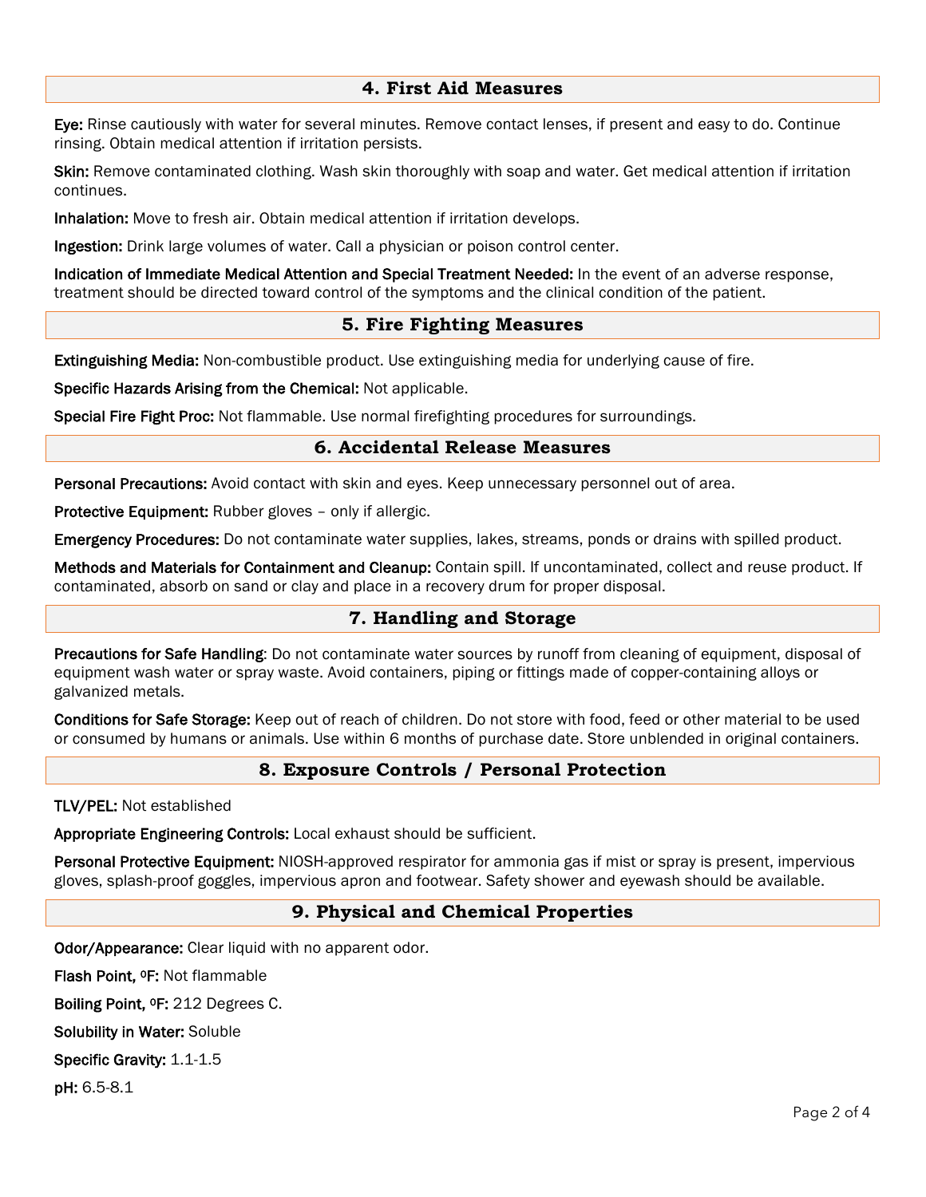## 4. First Aid Measures

**Eye:** Rinse cautiously with water for several minutes. Remove contact lenses, if present and easy to do. Continue rinsing. Obtain medical attention if irritation persists.

**Skin:** Remove contaminated clothing. Wash skin thoroughly with soap and water. Get medical attention if irritation continues.

**Inhalation:** Move to fresh air. Obtain medical attention if irritation develops.

**Ingestion:** Drink large volumes of water. Call a physician or poison control center.

**Indication of Immediate Medical Attention and Special Treatment Needed:** In the event of an adverse response, treatment should be directed toward control of the symptoms and the clinical condition of the patient.

## 5. Fire Fighting Measures

**Extinguishing Media:** Non-combustible product. Use extinguishing media for underlying cause of fire.

**Specific Hazards Arising from the Chemical:** Not applicable.

**Special Fire Fight Proc:** Not flammable. Use normal firefighting procedures for surroundings.

## 6. Accidental Release Measures

**Personal Precautions:** Avoid contact with skin and eyes. Keep unnecessary personnel out of area.

**Protective Equipment:** Rubber gloves – only if allergic.

**Emergency Procedures:** Do not contaminate water supplies, lakes, streams, ponds or drains with spilled product.

**Methods and Materials for Containment and Cleanup:** Contain spill. If uncontaminated, collect and reuse product. If contaminated, absorb on sand or clay and place in a recovery drum for proper disposal.

## 7. Handling and Storage

**Precautions for Safe Handling**: Do not contaminate water sources by runoff from cleaning of equipment, disposal of equipment wash water or spray waste. Avoid containers, piping or fittings made of copper-containing alloys or galvanized metals.

**Conditions for Safe Storage:** Keep out of reach of children. Do not store with food, feed or other material to be used or consumed by humans or animals. Use within 6 months of purchase date. Store unblended in original containers.

## 8. Exposure Controls / Personal Protection

**TLV/PEL:** Not established

**Appropriate Engineering Controls:** Local exhaust should be sufficient.

**Personal Protective Equipment:** NIOSH-approved respirator for ammonia gas if mist or spray is present, impervious gloves, splash-proof goggles, impervious apron and footwear. Safety shower and eyewash should be available.

## 9. Physical and Chemical Properties

**Odor/Appearance:** Clear liquid with no apparent odor.

**Flash Point, ºF:** Not flammable

**Boiling Point, ºF:** 212 Degrees C.

**Solubility in Water:** Soluble

**Specific Gravity:** 1.1-1.5

**pH:** 6.5-8.1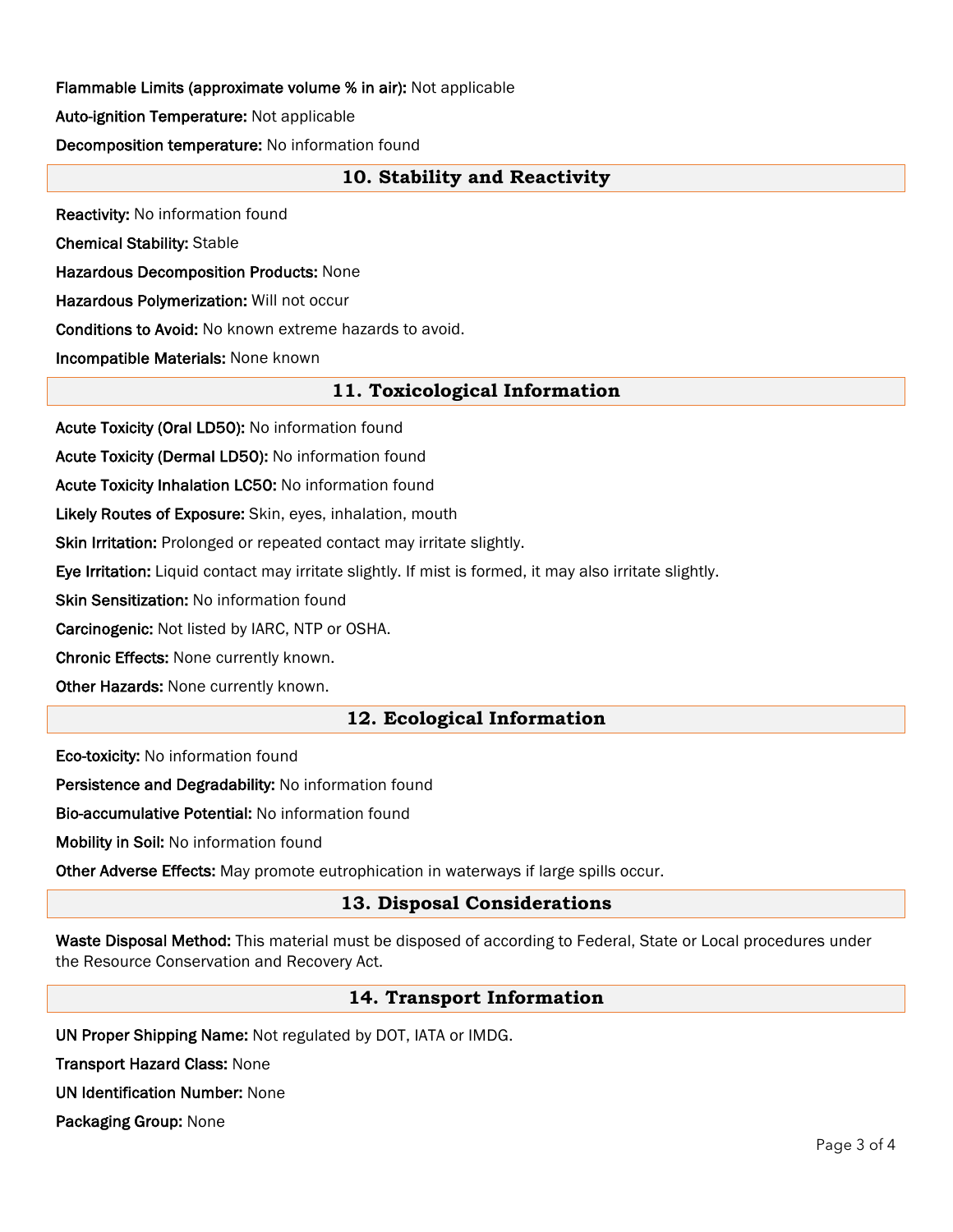**Flammable Limits (approximate volume % in air):** Not applicable

**Auto-ignition Temperature:** Not applicable

**Decomposition temperature:** No information found

## 10. Stability and Reactivity

**Reactivity:** No information found

**Chemical Stability:** Stable

**Hazardous Decomposition Products:** None

**Hazardous Polymerization:** Will not occur

**Conditions to Avoid:** No known extreme hazards to avoid.

**Incompatible Materials:** None known

## 11. Toxicological Information

**Acute Toxicity (Oral LD50):** No information found

**Acute Toxicity (Dermal LD50):** No information found

**Acute Toxicity Inhalation LC50:** No information found

**Likely Routes of Exposure:** Skin, eyes, inhalation, mouth

**Skin Irritation:** Prolonged or repeated contact may irritate slightly.

**Eye Irritation:** Liquid contact may irritate slightly. If mist is formed, it may also irritate slightly.

**Skin Sensitization:** No information found

**Carcinogenic:** Not listed by IARC, NTP or OSHA.

**Chronic Effects:** None currently known.

**Other Hazards:** None currently known.

## 12. Ecological Information

**Eco-toxicity:** No information found

**Persistence and Degradability:** No information found

**Bio-accumulative Potential:** No information found

**Mobility in Soil:** No information found

**Other Adverse Effects:** May promote eutrophication in waterways if large spills occur.

## 13. Disposal Considerations

**Waste Disposal Method:** This material must be disposed of according to Federal, State or Local procedures under the Resource Conservation and Recovery Act.

## 14. Transport Information

**UN Proper Shipping Name:** Not regulated by DOT, IATA or IMDG.

**Transport Hazard Class:** None

**UN Identification Number:** None

**Packaging Group:** None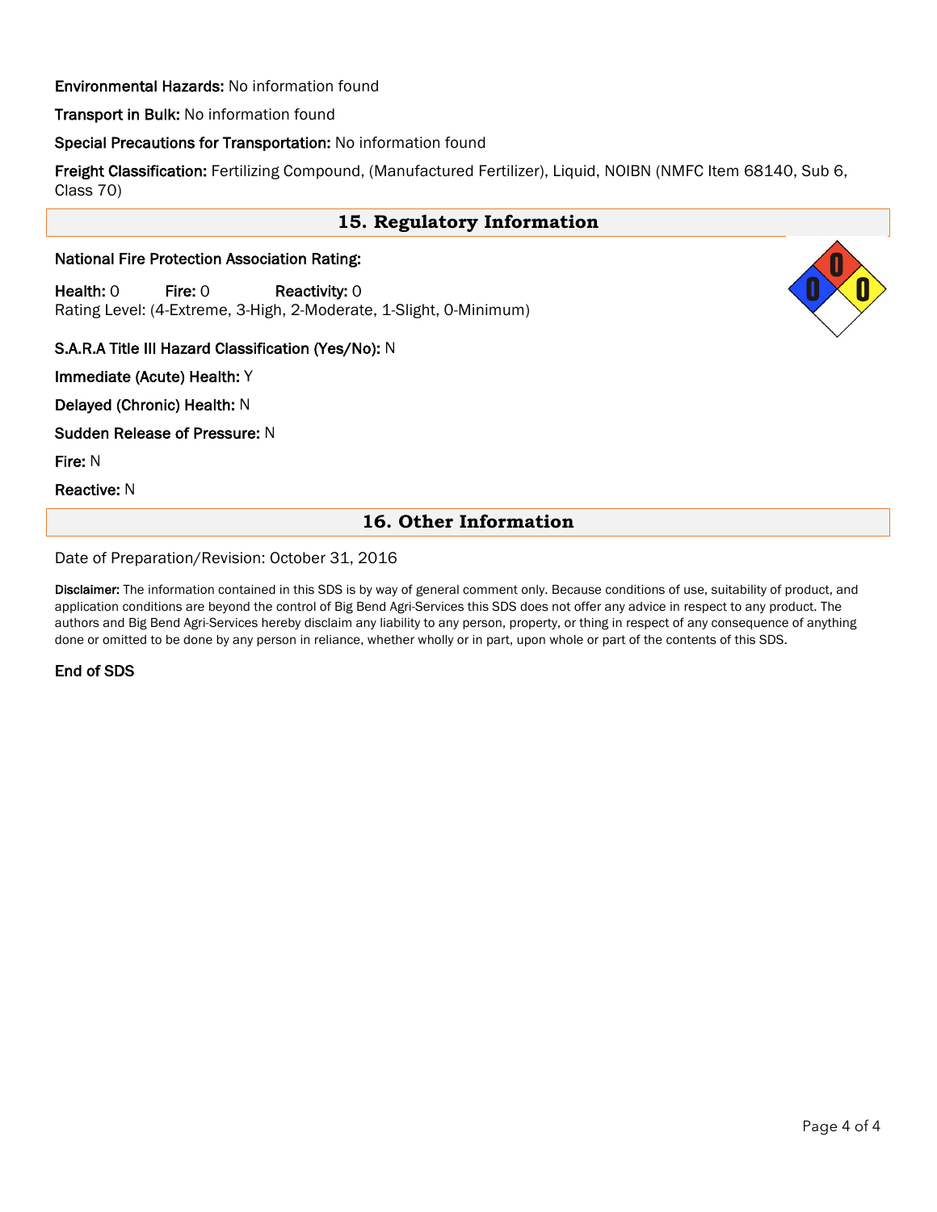**Environmental Hazards:** No information found

**Transport in Bulk:** No information found

**Special Precautions for Transportation:** No information found

**Freight Classification:** Fertilizing Compound, (Manufactured Fertilizer), Liquid, NOIBN (NMFC Item 68140, Sub 6, Class 70)

## 15. Regulatory Information

**National Fire Protection Association Rating:**

**Health:** 0 **Fire:** 0 **Reactivity:** 0
Rating Level: (4-Extreme, 3-High, 2-Moderate, 1-Slight, 0-Minimum)

**S.A.R.A Title III Hazard Classification (Yes/No):** N

**Immediate (Acute) Health:** Y

**Delayed (Chronic) Health:** N

**Sudden Release of Pressure:** N

**Fire:** N

**Reactive:** N

## 16. Other Information

Date of Preparation/Revision: October 31, 2016

**Disclaimer:** The information contained in this SDS is by way of general comment only. Because conditions of use, suitability of product, and application conditions are beyond the control of Big Bend Agri-Services this SDS does not offer any advice in respect to any product. The authors and Big Bend Agri-Services hereby disclaim any liability to any person, property, or thing in respect of any consequence of anything done or omitted to be done by any person in reliance, whether wholly or in part, upon whole or part of the contents of this SDS.

**End of SDS**